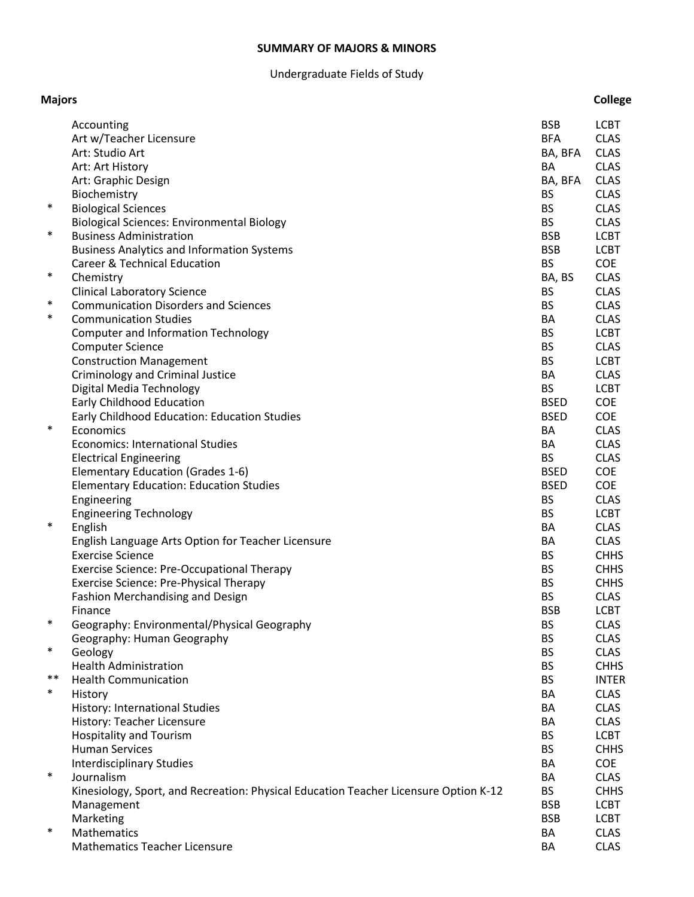**SUMMARY OF MAJORS & MINORS**

Undergraduate Fields of Study

| | Majors | | College |
|---|---|---|---|
| | Accounting | BSB | LCBT |
| | Art w/Teacher Licensure | BFA | CLAS |
| | Art: Studio Art | BA, BFA | CLAS |
| | Art: Art History | BA | CLAS |
| | Art: Graphic Design | BA, BFA | CLAS |
| | Biochemistry | BS | CLAS |
| * | Biological Sciences | BS | CLAS |
| | Biological Sciences: Environmental Biology | BS | CLAS |
| * | Business Administration | BSB | LCBT |
| | Business Analytics and Information Systems | BSB | LCBT |
| | Career & Technical Education | BS | COE |
| * | Chemistry | BA, BS | CLAS |
| | Clinical Laboratory Science | BS | CLAS |
| * | Communication Disorders and Sciences | BS | CLAS |
| * | Communication Studies | BA | CLAS |
| | Computer and Information Technology | BS | LCBT |
| | Computer Science | BS | CLAS |
| | Construction Management | BS | LCBT |
| | Criminology and Criminal Justice | BA | CLAS |
| | Digital Media Technology | BS | LCBT |
| | Early Childhood Education | BSED | COE |
| | Early Childhood Education: Education Studies | BSED | COE |
| * | Economics | BA | CLAS |
| | Economics: International Studies | BA | CLAS |
| | Electrical Engineering | BS | CLAS |
| | Elementary Education (Grades 1-6) | BSED | COE |
| | Elementary Education: Education Studies | BSED | COE |
| | Engineering | BS | CLAS |
| | Engineering Technology | BS | LCBT |
| * | English | BA | CLAS |
| | English Language Arts Option for Teacher Licensure | BA | CLAS |
| | Exercise Science | BS | CHHS |
| | Exercise Science: Pre-Occupational Therapy | BS | CHHS |
| | Exercise Science: Pre-Physical Therapy | BS | CHHS |
| | Fashion Merchandising and Design | BS | CLAS |
| | Finance | BSB | LCBT |
| * | Geography: Environmental/Physical Geography | BS | CLAS |
| | Geography: Human Geography | BS | CLAS |
| * | Geology | BS | CLAS |
| | Health Administration | BS | CHHS |
| ** | Health Communication | BS | INTER |
| * | History | BA | CLAS |
| | History: International Studies | BA | CLAS |
| | History: Teacher Licensure | BA | CLAS |
| | Hospitality and Tourism | BS | LCBT |
| | Human Services | BS | CHHS |
| | Interdisciplinary Studies | BA | COE |
| * | Journalism | BA | CLAS |
| | Kinesiology, Sport, and Recreation: Physical Education Teacher Licensure Option K-12 | BS | CHHS |
| | Management | BSB | LCBT |
| | Marketing | BSB | LCBT |
| * | Mathematics | BA | CLAS |
| | Mathematics Teacher Licensure | BA | CLAS |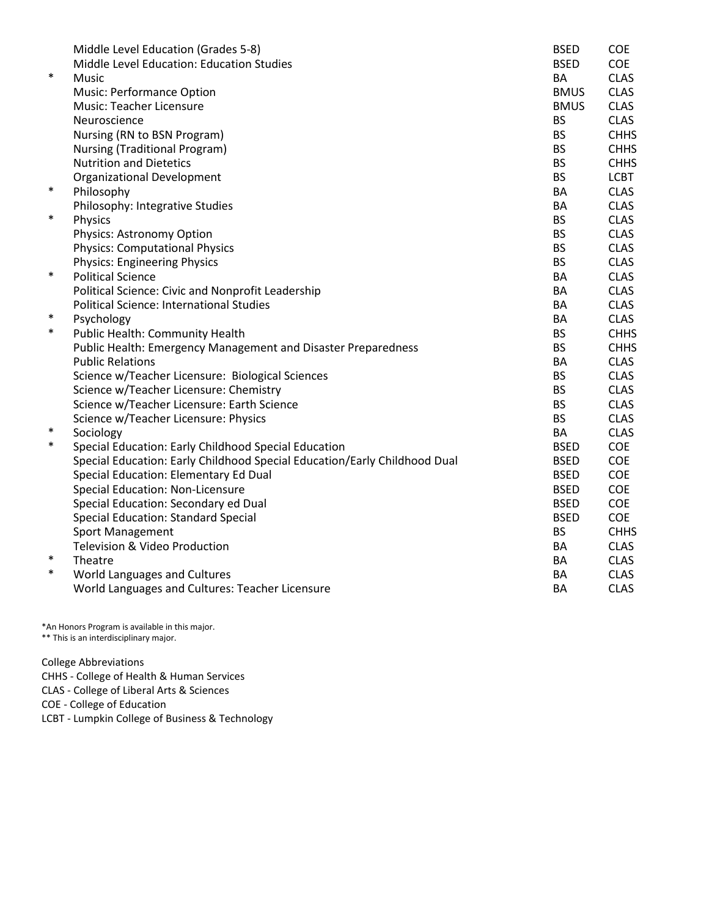| | | | |
|---|---|---|---|
| | Middle Level Education (Grades 5-8) | BSED | COE |
| | Middle Level Education: Education Studies | BSED | COE |
| * | Music | BA | CLAS |
| | Music: Performance Option | BMUS | CLAS |
| | Music: Teacher Licensure | BMUS | CLAS |
| | Neuroscience | BS | CLAS |
| | Nursing (RN to BSN Program) | BS | CHHS |
| | Nursing (Traditional Program) | BS | CHHS |
| | Nutrition and Dietetics | BS | CHHS |
| | Organizational Development | BS | LCBT |
| * | Philosophy | BA | CLAS |
| | Philosophy: Integrative Studies | BA | CLAS |
| * | Physics | BS | CLAS |
| | Physics: Astronomy Option | BS | CLAS |
| | Physics: Computational Physics | BS | CLAS |
| | Physics: Engineering Physics | BS | CLAS |
| * | Political Science | BA | CLAS |
| | Political Science: Civic and Nonprofit Leadership | BA | CLAS |
| | Political Science: International Studies | BA | CLAS |
| * | Psychology | BA | CLAS |
| * | Public Health: Community Health | BS | CHHS |
| | Public Health: Emergency Management and Disaster Preparedness | BS | CHHS |
| | Public Relations | BA | CLAS |
| | Science w/Teacher Licensure: Biological Sciences | BS | CLAS |
| | Science w/Teacher Licensure: Chemistry | BS | CLAS |
| | Science w/Teacher Licensure: Earth Science | BS | CLAS |
| | Science w/Teacher Licensure: Physics | BS | CLAS |
| * | Sociology | BA | CLAS |
| * | Special Education: Early Childhood Special Education | BSED | COE |
| | Special Education: Early Childhood Special Education/Early Childhood Dual | BSED | COE |
| | Special Education: Elementary Ed Dual | BSED | COE |
| | Special Education: Non-Licensure | BSED | COE |
| | Special Education: Secondary ed Dual | BSED | COE |
| | Special Education: Standard Special | BSED | COE |
| | Sport Management | BS | CHHS |
| | Television & Video Production | BA | CLAS |
| * | Theatre | BA | CLAS |
| * | World Languages and Cultures | BA | CLAS |
| | World Languages and Cultures: Teacher Licensure | BA | CLAS |

*An Honors Program is available in this major.
** This is an interdisciplinary major.

College Abbreviations
CHHS - College of Health & Human Services
CLAS - College of Liberal Arts & Sciences
COE - College of Education
LCBT - Lumpkin College of Business & Technology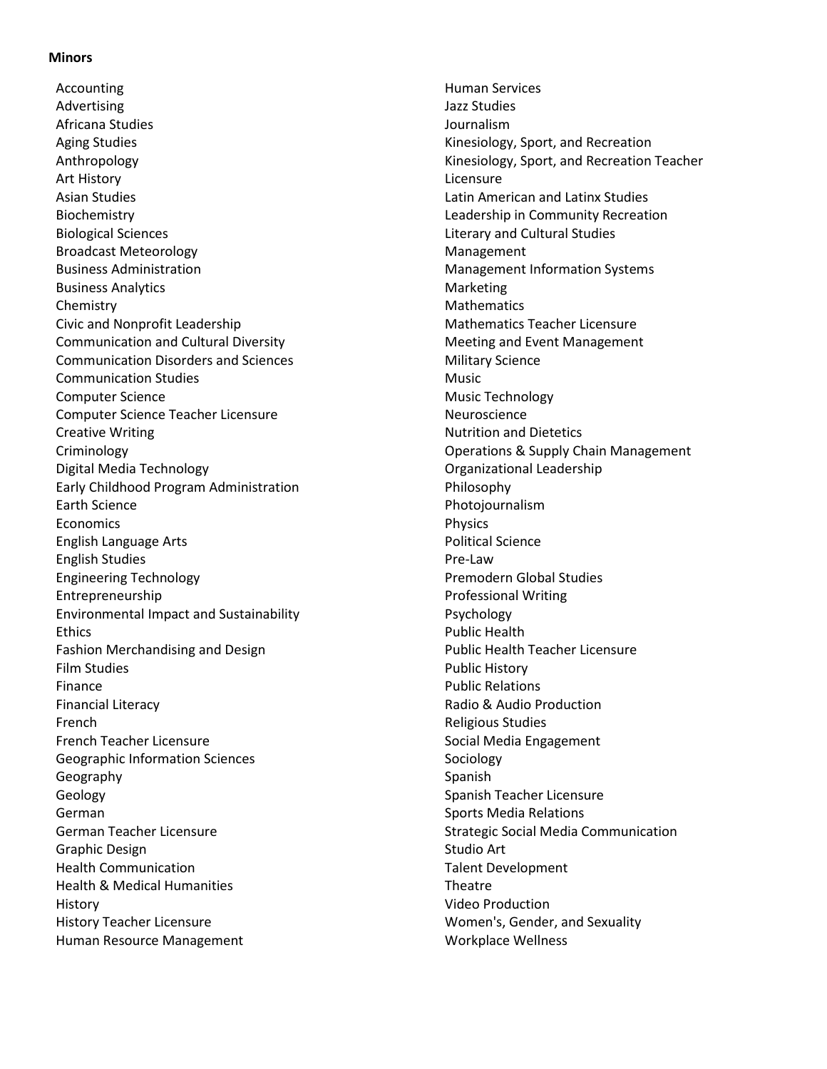**Minors**

- Accounting
- Advertising
- Africana Studies
- Aging Studies
- Anthropology
- Art History
- Asian Studies
- Biochemistry
- Biological Sciences
- Broadcast Meteorology
- Business Administration
- Business Analytics
- Chemistry
- Civic and Nonprofit Leadership
- Communication and Cultural Diversity
- Communication Disorders and Sciences
- Communication Studies
- Computer Science
- Computer Science Teacher Licensure
- Creative Writing
- Criminology
- Digital Media Technology
- Early Childhood Program Administration
- Earth Science
- Economics
- English Language Arts
- English Studies
- Engineering Technology
- Entrepreneurship
- Environmental Impact and Sustainability
- Ethics
- Fashion Merchandising and Design
- Film Studies
- Finance
- Financial Literacy
- French
- French Teacher Licensure
- Geographic Information Sciences
- Geography
- Geology
- German
- German Teacher Licensure
- Graphic Design
- Health Communication
- Health & Medical Humanities
- History
- History Teacher Licensure
- Human Resource Management
- Human Services
- Jazz Studies
- Journalism
- Kinesiology, Sport, and Recreation
- Kinesiology, Sport, and Recreation Teacher Licensure
- Latin American and Latinx Studies
- Leadership in Community Recreation
- Literary and Cultural Studies
- Management
- Management Information Systems
- Marketing
- Mathematics
- Mathematics Teacher Licensure
- Meeting and Event Management
- Military Science
- Music
- Music Technology
- Neuroscience
- Nutrition and Dietetics
- Operations & Supply Chain Management
- Organizational Leadership
- Philosophy
- Photojournalism
- Physics
- Political Science
- Pre-Law
- Premodern Global Studies
- Professional Writing
- Psychology
- Public Health
- Public Health Teacher Licensure
- Public History
- Public Relations
- Radio & Audio Production
- Religious Studies
- Social Media Engagement
- Sociology
- Spanish
- Spanish Teacher Licensure
- Sports Media Relations
- Strategic Social Media Communication
- Studio Art
- Talent Development
- Theatre
- Video Production
- Women's, Gender, and Sexuality
- Workplace Wellness